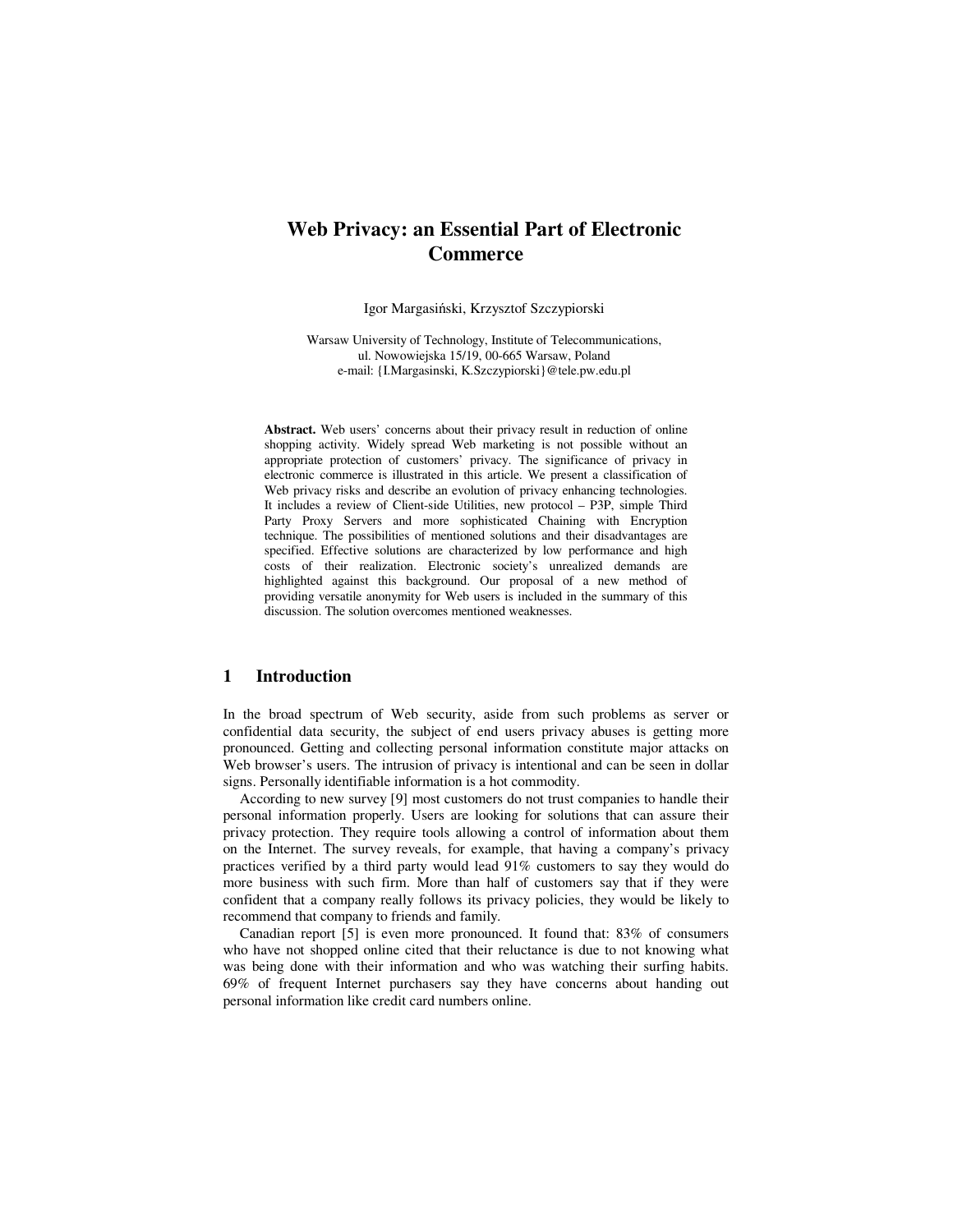# Web Privacy: an Essential Part of Electronic Commerce

Igor Margasiński, Krzysztof Szczypiorski

Warsaw University of Technology, Institute of Telecommunications,
ul. Nowowiejska 15/19, 00-665 Warsaw, Poland
e-mail: {I.Margasinski, K.Szczypiorski}@tele.pw.edu.pl

**Abstract.** Web users' concerns about their privacy result in reduction of online shopping activity. Widely spread Web marketing is not possible without an appropriate protection of customers' privacy. The significance of privacy in electronic commerce is illustrated in this article. We present a classification of Web privacy risks and describe an evolution of privacy enhancing technologies. It includes a review of Client-side Utilities, new protocol – P3P, simple Third Party Proxy Servers and more sophisticated Chaining with Encryption technique. The possibilities of mentioned solutions and their disadvantages are specified. Effective solutions are characterized by low performance and high costs of their realization. Electronic society's unrealized demands are highlighted against this background. Our proposal of a new method of providing versatile anonymity for Web users is included in the summary of this discussion. The solution overcomes mentioned weaknesses.

## 1 Introduction

In the broad spectrum of Web security, aside from such problems as server or confidential data security, the subject of end users privacy abuses is getting more pronounced. Getting and collecting personal information constitute major attacks on Web browser's users. The intrusion of privacy is intentional and can be seen in dollar signs. Personally identifiable information is a hot commodity.

According to new survey [9] most customers do not trust companies to handle their personal information properly. Users are looking for solutions that can assure their privacy protection. They require tools allowing a control of information about them on the Internet. The survey reveals, for example, that having a company's privacy practices verified by a third party would lead 91% customers to say they would do more business with such firm. More than half of customers say that if they were confident that a company really follows its privacy policies, they would be likely to recommend that company to friends and family.

Canadian report [5] is even more pronounced. It found that: 83% of consumers who have not shopped online cited that their reluctance is due to not knowing what was being done with their information and who was watching their surfing habits. 69% of frequent Internet purchasers say they have concerns about handing out personal information like credit card numbers online.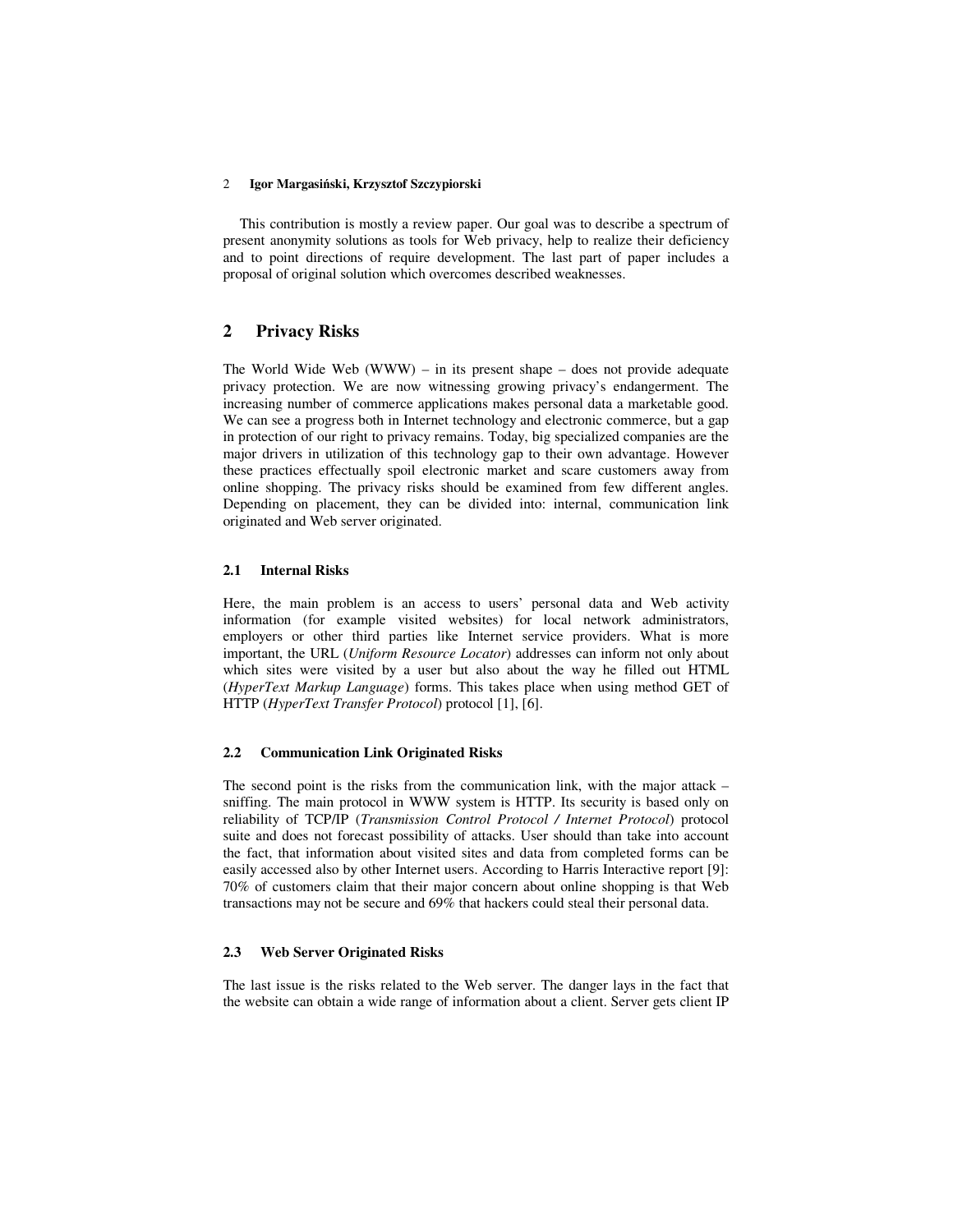This contribution is mostly a review paper. Our goal was to describe a spectrum of present anonymity solutions as tools for Web privacy, help to realize their deficiency and to point directions of require development. The last part of paper includes a proposal of original solution which overcomes described weaknesses.

## 2 Privacy Risks

The World Wide Web (WWW) – in its present shape – does not provide adequate privacy protection. We are now witnessing growing privacy's endangerment. The increasing number of commerce applications makes personal data a marketable good. We can see a progress both in Internet technology and electronic commerce, but a gap in protection of our right to privacy remains. Today, big specialized companies are the major drivers in utilization of this technology gap to their own advantage. However these practices effectually spoil electronic market and scare customers away from online shopping. The privacy risks should be examined from few different angles. Depending on placement, they can be divided into: internal, communication link originated and Web server originated.

### 2.1 Internal Risks

Here, the main problem is an access to users' personal data and Web activity information (for example visited websites) for local network administrators, employers or other third parties like Internet service providers. What is more important, the URL (*Uniform Resource Locator*) addresses can inform not only about which sites were visited by a user but also about the way he filled out HTML (*HyperText Markup Language*) forms. This takes place when using method GET of HTTP (*HyperText Transfer Protocol*) protocol [1], [6].

### 2.2 Communication Link Originated Risks

The second point is the risks from the communication link, with the major attack – sniffing. The main protocol in WWW system is HTTP. Its security is based only on reliability of TCP/IP (*Transmission Control Protocol / Internet Protocol*) protocol suite and does not forecast possibility of attacks. User should than take into account the fact, that information about visited sites and data from completed forms can be easily accessed also by other Internet users. According to Harris Interactive report [9]: 70% of customers claim that their major concern about online shopping is that Web transactions may not be secure and 69% that hackers could steal their personal data.

### 2.3 Web Server Originated Risks

The last issue is the risks related to the Web server. The danger lays in the fact that the website can obtain a wide range of information about a client. Server gets client IP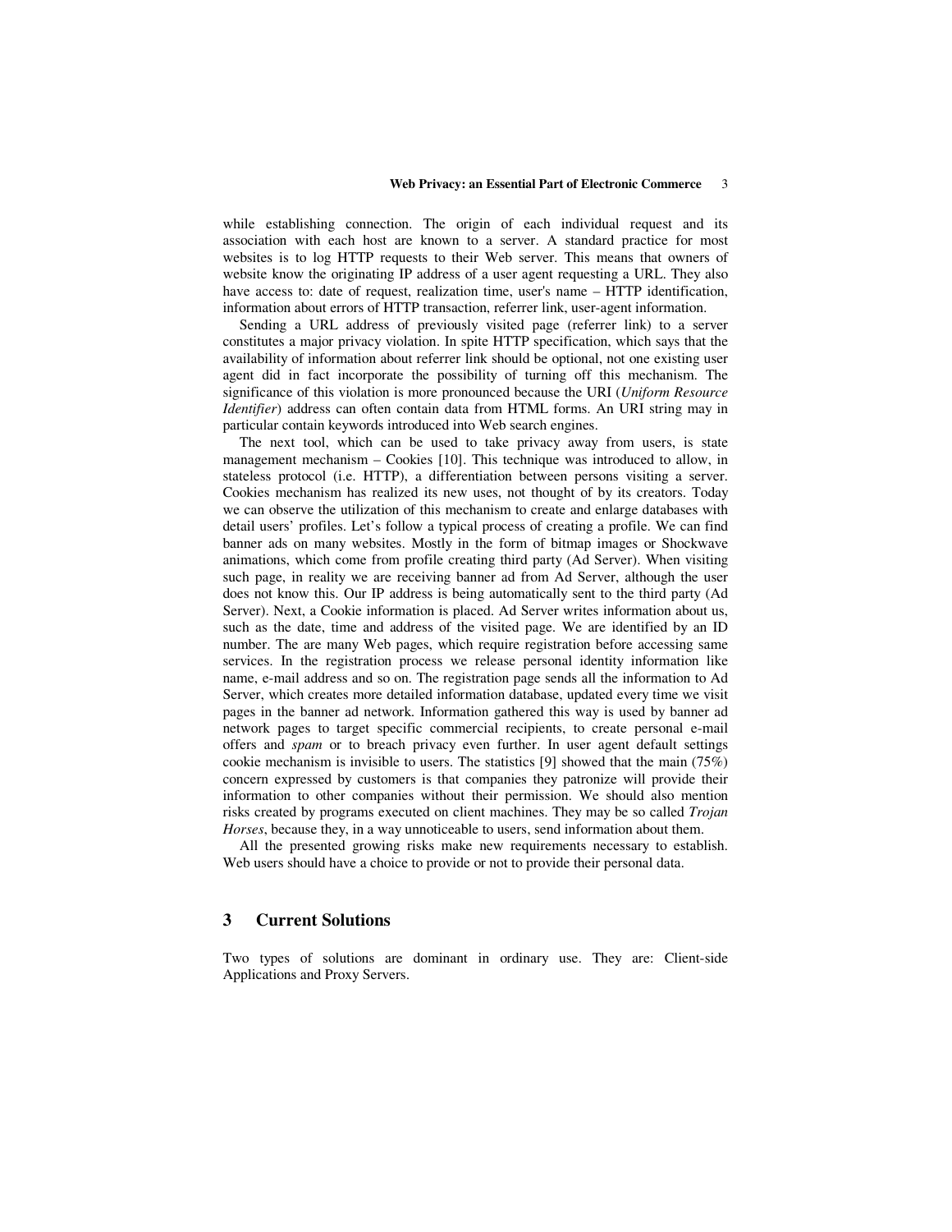while establishing connection. The origin of each individual request and its association with each host are known to a server. A standard practice for most websites is to log HTTP requests to their Web server. This means that owners of website know the originating IP address of a user agent requesting a URL. They also have access to: date of request, realization time, user's name – HTTP identification, information about errors of HTTP transaction, referrer link, user-agent information.

Sending a URL address of previously visited page (referrer link) to a server constitutes a major privacy violation. In spite HTTP specification, which says that the availability of information about referrer link should be optional, not one existing user agent did in fact incorporate the possibility of turning off this mechanism. The significance of this violation is more pronounced because the URI (*Uniform Resource Identifier*) address can often contain data from HTML forms. An URI string may in particular contain keywords introduced into Web search engines.

The next tool, which can be used to take privacy away from users, is state management mechanism – Cookies [10]. This technique was introduced to allow, in stateless protocol (i.e. HTTP), a differentiation between persons visiting a server. Cookies mechanism has realized its new uses, not thought of by its creators. Today we can observe the utilization of this mechanism to create and enlarge databases with detail users' profiles. Let's follow a typical process of creating a profile. We can find banner ads on many websites. Mostly in the form of bitmap images or Shockwave animations, which come from profile creating third party (Ad Server). When visiting such page, in reality we are receiving banner ad from Ad Server, although the user does not know this. Our IP address is being automatically sent to the third party (Ad Server). Next, a Cookie information is placed. Ad Server writes information about us, such as the date, time and address of the visited page. We are identified by an ID number. The are many Web pages, which require registration before accessing same services. In the registration process we release personal identity information like name, e-mail address and so on. The registration page sends all the information to Ad Server, which creates more detailed information database, updated every time we visit pages in the banner ad network. Information gathered this way is used by banner ad network pages to target specific commercial recipients, to create personal e-mail offers and *spam* or to breach privacy even further. In user agent default settings cookie mechanism is invisible to users. The statistics [9] showed that the main (75%) concern expressed by customers is that companies they patronize will provide their information to other companies without their permission. We should also mention risks created by programs executed on client machines. They may be so called *Trojan Horses*, because they, in a way unnoticeable to users, send information about them.

All the presented growing risks make new requirements necessary to establish. Web users should have a choice to provide or not to provide their personal data.

## 3 Current Solutions

Two types of solutions are dominant in ordinary use. They are: Client-side Applications and Proxy Servers.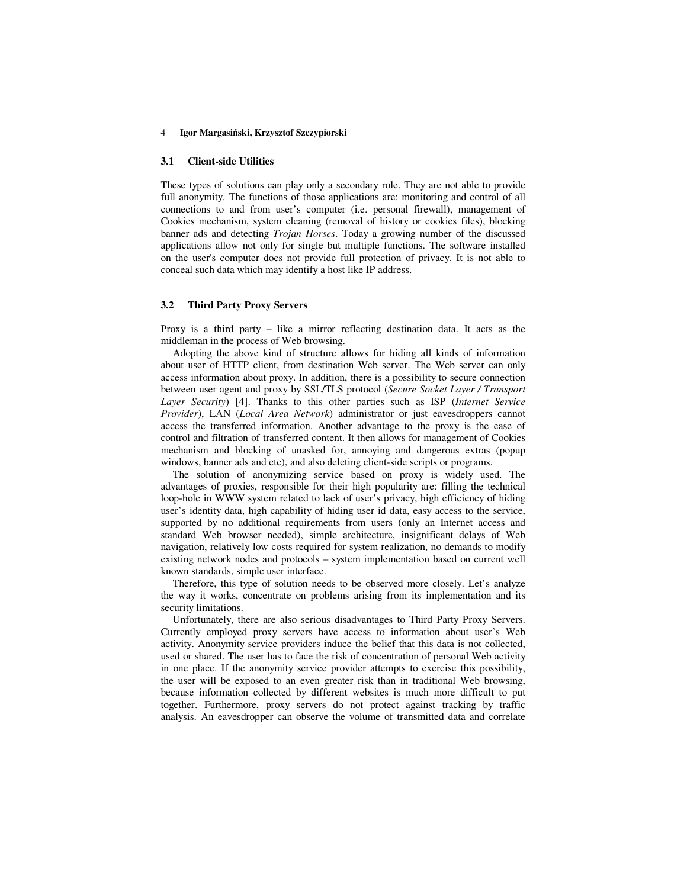### 3.1 Client-side Utilities

These types of solutions can play only a secondary role. They are not able to provide full anonymity. The functions of those applications are: monitoring and control of all connections to and from user's computer (i.e. personal firewall), management of Cookies mechanism, system cleaning (removal of history or cookies files), blocking banner ads and detecting *Trojan Horses*. Today a growing number of the discussed applications allow not only for single but multiple functions. The software installed on the user's computer does not provide full protection of privacy. It is not able to conceal such data which may identify a host like IP address.

### 3.2 Third Party Proxy Servers

Proxy is a third party – like a mirror reflecting destination data. It acts as the middleman in the process of Web browsing.

Adopting the above kind of structure allows for hiding all kinds of information about user of HTTP client, from destination Web server. The Web server can only access information about proxy. In addition, there is a possibility to secure connection between user agent and proxy by SSL/TLS protocol (*Secure Socket Layer / Transport Layer Security*) [4]. Thanks to this other parties such as ISP (*Internet Service Provider*), LAN (*Local Area Network*) administrator or just eavesdroppers cannot access the transferred information. Another advantage to the proxy is the ease of control and filtration of transferred content. It then allows for management of Cookies mechanism and blocking of unasked for, annoying and dangerous extras (popup windows, banner ads and etc), and also deleting client-side scripts or programs.

The solution of anonymizing service based on proxy is widely used. The advantages of proxies, responsible for their high popularity are: filling the technical loop-hole in WWW system related to lack of user's privacy, high efficiency of hiding user's identity data, high capability of hiding user id data, easy access to the service, supported by no additional requirements from users (only an Internet access and standard Web browser needed), simple architecture, insignificant delays of Web navigation, relatively low costs required for system realization, no demands to modify existing network nodes and protocols – system implementation based on current well known standards, simple user interface.

Therefore, this type of solution needs to be observed more closely. Let's analyze the way it works, concentrate on problems arising from its implementation and its security limitations.

Unfortunately, there are also serious disadvantages to Third Party Proxy Servers. Currently employed proxy servers have access to information about user's Web activity. Anonymity service providers induce the belief that this data is not collected, used or shared. The user has to face the risk of concentration of personal Web activity in one place. If the anonymity service provider attempts to exercise this possibility, the user will be exposed to an even greater risk than in traditional Web browsing, because information collected by different websites is much more difficult to put together. Furthermore, proxy servers do not protect against tracking by traffic analysis. An eavesdropper can observe the volume of transmitted data and correlate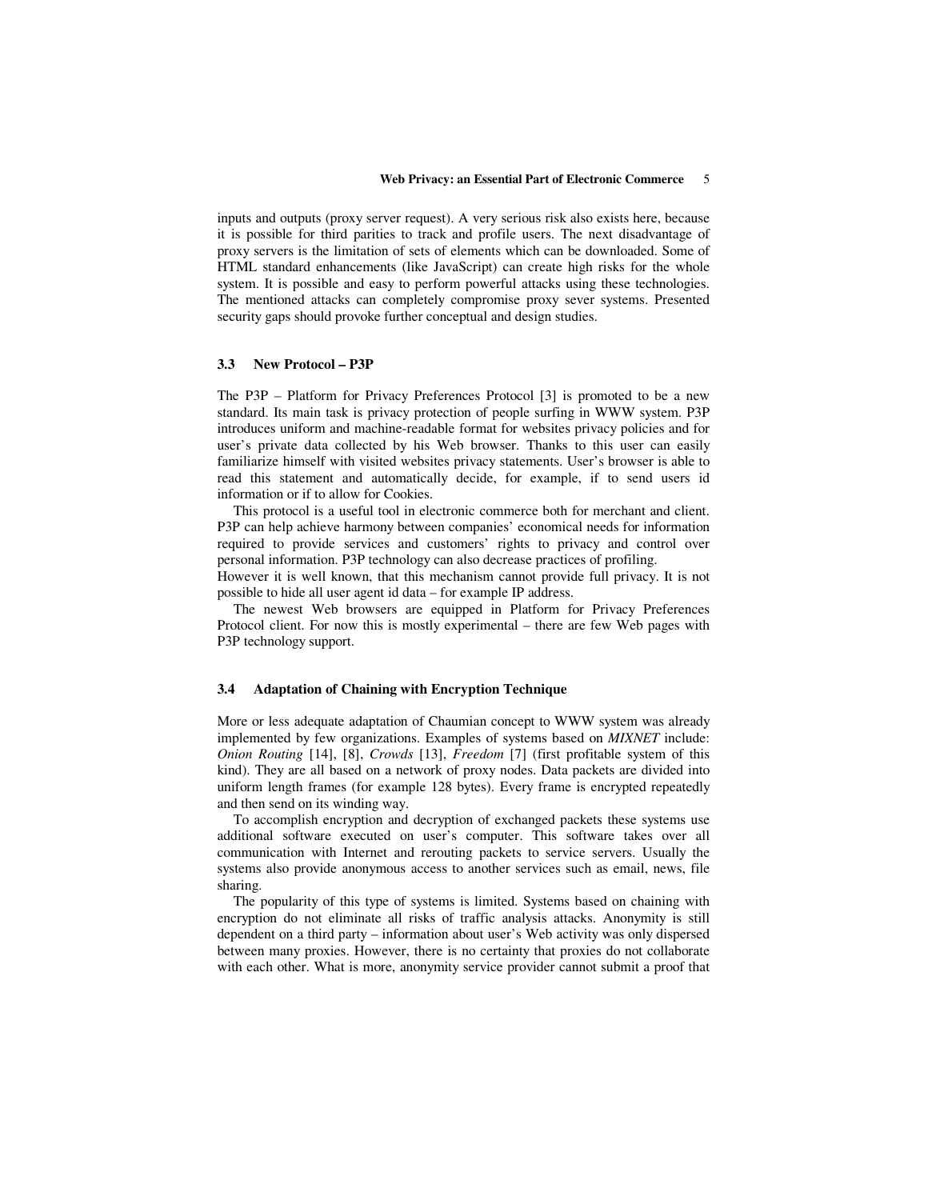inputs and outputs (proxy server request). A very serious risk also exists here, because it is possible for third parities to track and profile users. The next disadvantage of proxy servers is the limitation of sets of elements which can be downloaded. Some of HTML standard enhancements (like JavaScript) can create high risks for the whole system. It is possible and easy to perform powerful attacks using these technologies. The mentioned attacks can completely compromise proxy sever systems. Presented security gaps should provoke further conceptual and design studies.

### 3.3 New Protocol – P3P

The P3P – Platform for Privacy Preferences Protocol [3] is promoted to be a new standard. Its main task is privacy protection of people surfing in WWW system. P3P introduces uniform and machine-readable format for websites privacy policies and for user's private data collected by his Web browser. Thanks to this user can easily familiarize himself with visited websites privacy statements. User's browser is able to read this statement and automatically decide, for example, if to send users id information or if to allow for Cookies.

This protocol is a useful tool in electronic commerce both for merchant and client. P3P can help achieve harmony between companies' economical needs for information required to provide services and customers' rights to privacy and control over personal information. P3P technology can also decrease practices of profiling.

However it is well known, that this mechanism cannot provide full privacy. It is not possible to hide all user agent id data – for example IP address.

The newest Web browsers are equipped in Platform for Privacy Preferences Protocol client. For now this is mostly experimental – there are few Web pages with P3P technology support.

### 3.4 Adaptation of Chaining with Encryption Technique

More or less adequate adaptation of Chaumian concept to WWW system was already implemented by few organizations. Examples of systems based on *MIXNET* include: *Onion Routing* [14], [8], *Crowds* [13], *Freedom* [7] (first profitable system of this kind). They are all based on a network of proxy nodes. Data packets are divided into uniform length frames (for example 128 bytes). Every frame is encrypted repeatedly and then send on its winding way.

To accomplish encryption and decryption of exchanged packets these systems use additional software executed on user's computer. This software takes over all communication with Internet and rerouting packets to service servers. Usually the systems also provide anonymous access to another services such as email, news, file sharing.

The popularity of this type of systems is limited. Systems based on chaining with encryption do not eliminate all risks of traffic analysis attacks. Anonymity is still dependent on a third party – information about user's Web activity was only dispersed between many proxies. However, there is no certainty that proxies do not collaborate with each other. What is more, anonymity service provider cannot submit a proof that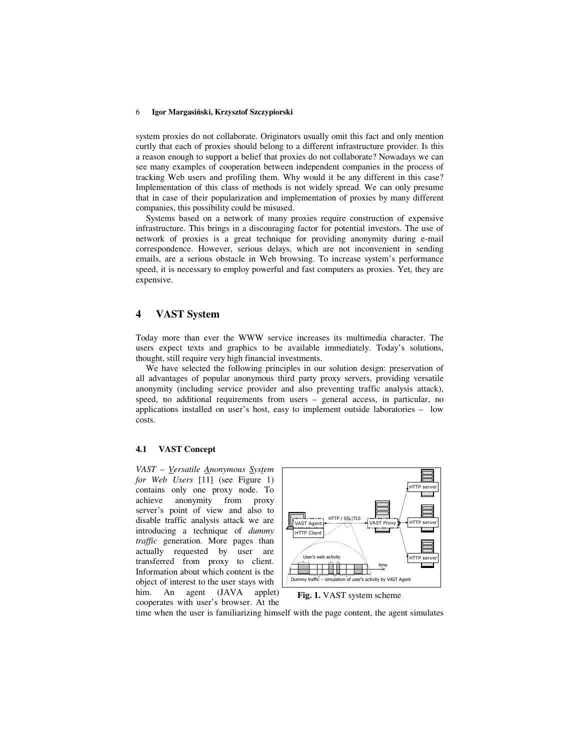system proxies do not collaborate. Originators usually omit this fact and only mention curtly that each of proxies should belong to a different infrastructure provider. Is this a reason enough to support a belief that proxies do not collaborate? Nowadays we can see many examples of cooperation between independent companies in the process of tracking Web users and profiling them. Why would it be any different in this case? Implementation of this class of methods is not widely spread. We can only presume that in case of their popularization and implementation of proxies by many different companies, this possibility could be misused.

Systems based on a network of many proxies require construction of expensive infrastructure. This brings in a discouraging factor for potential investors. The use of network of proxies is a great technique for providing anonymity during e-mail correspondence. However, serious delays, which are not inconvenient in sending emails, are a serious obstacle in Web browsing. To increase system's performance speed, it is necessary to employ powerful and fast computers as proxies. Yet, they are expensive.

## 4 VAST System

Today more than ever the WWW service increases its multimedia character. The users expect texts and graphics to be available immediately. Today's solutions, thought, still require very high financial investments.

We have selected the following principles in our solution design: preservation of all advantages of popular anonymous third party proxy servers, providing versatile anonymity (including service provider and also preventing traffic analysis attack), speed, no additional requirements from users – general access, in particular, no applications installed on user's host, easy to implement outside laboratories – low costs.

### 4.1 VAST Concept

*VAST – Versatile Anonymous System for Web Users* [11] (see Figure 1) contains only one proxy node. To achieve anonymity from proxy server's point of view and also to disable traffic analysis attack we are introducing a technique of *dummy traffic* generation. More pages than actually requested by user are transferred from proxy to client. Information about which content is the object of interest to the user stays with him. An agent (JAVA applet) cooperates with user's browser. At the time when the user is familiarizing himself with the page content, the agent simulates

**Fig. 1.** VAST system scheme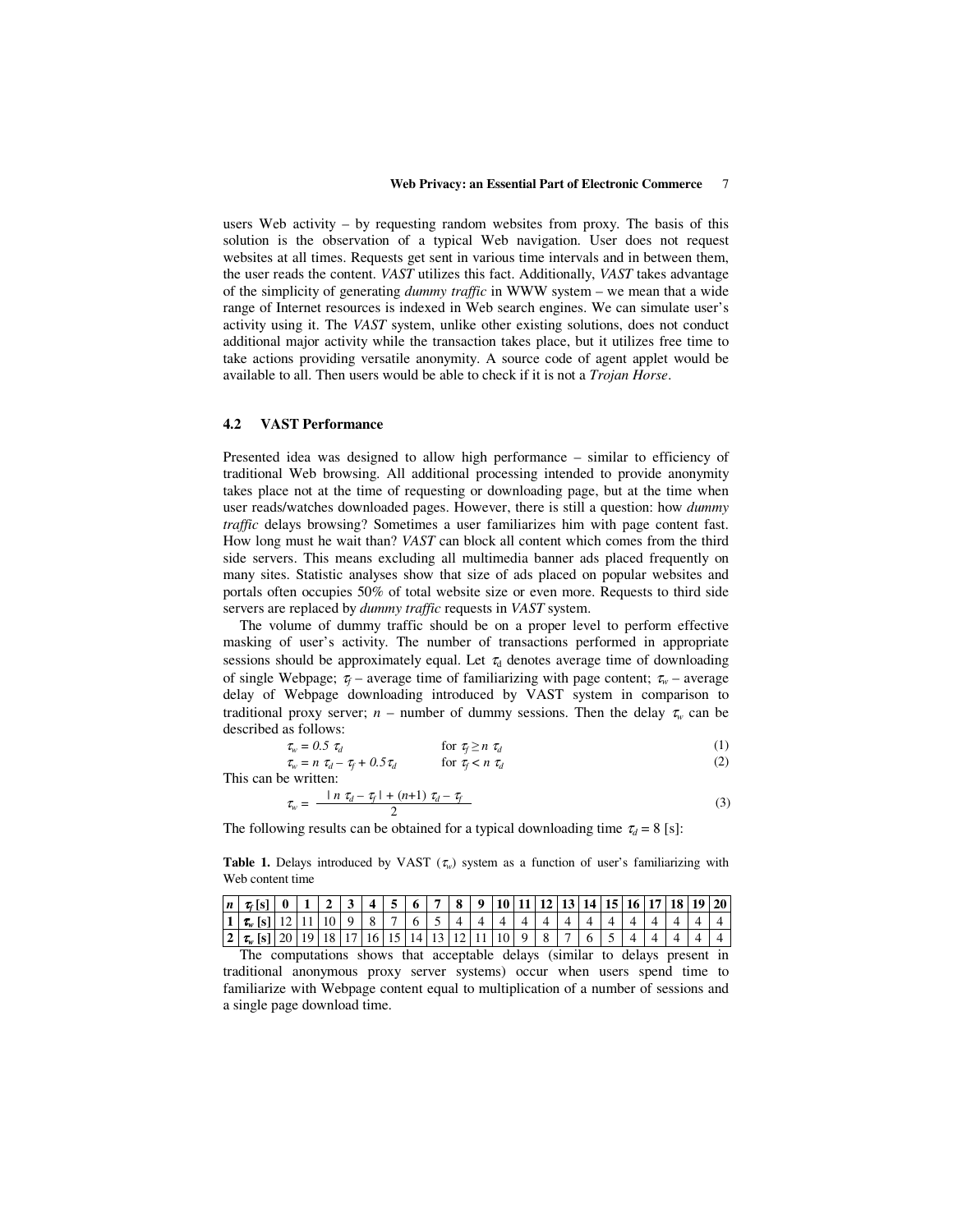users Web activity – by requesting random websites from proxy. The basis of this solution is the observation of a typical Web navigation. User does not request websites at all times. Requests get sent in various time intervals and in between them, the user reads the content. *VAST* utilizes this fact. Additionally, *VAST* takes advantage of the simplicity of generating *dummy traffic* in WWW system – we mean that a wide range of Internet resources is indexed in Web search engines. We can simulate user's activity using it. The *VAST* system, unlike other existing solutions, does not conduct additional major activity while the transaction takes place, but it utilizes free time to take actions providing versatile anonymity. A source code of agent applet would be available to all. Then users would be able to check if it is not a *Trojan Horse*.

### 4.2 VAST Performance

Presented idea was designed to allow high performance – similar to efficiency of traditional Web browsing. All additional processing intended to provide anonymity takes place not at the time of requesting or downloading page, but at the time when user reads/watches downloaded pages. However, there is still a question: how *dummy traffic* delays browsing? Sometimes a user familiarizes him with page content fast. How long must he wait than? *VAST* can block all content which comes from the third side servers. This means excluding all multimedia banner ads placed frequently on many sites. Statistic analyses show that size of ads placed on popular websites and portals often occupies 50% of total website size or even more. Requests to third side servers are replaced by *dummy traffic* requests in *VAST* system.

The volume of dummy traffic should be on a proper level to perform effective masking of user's activity. The number of transactions performed in appropriate sessions should be approximately equal. Let $\tau_d$ denotes average time of downloading of single Webpage; $\tau_f$ – average time of familiarizing with page content; $\tau_w$ – average delay of Webpage downloading introduced by VAST system in comparison to traditional proxy server; $n$ – number of dummy sessions. Then the delay $\tau_w$ can be described as follows:

$$\tau_w = 0.5\ \tau_d \qquad \text{for } \tau_f \geq n\ \tau_d \tag{1}$$

$$\tau_w = n\ \tau_d - \tau_f + 0.5\tau_d \qquad \text{for } \tau_f < n\ \tau_d \tag{2}$$

This can be written:

$$\tau_w = \frac{|\ n\ \tau_d - \tau_f\ | + (n+1)\ \tau_d - \tau_f}{2} \tag{3}$$

The following results can be obtained for a typical downloading time $\tau_d = 8$ [s]:

**Table 1.** Delays introduced by VAST ($\tau_w$) system as a function of user's familiarizing with Web content time

| $n$ | $\tau_f$ [s] | 0 | 1 | 2 | 3 | 4 | 5 | 6 | 7 | 8 | 9 | 10 | 11 | 12 | 13 | 14 | 15 | 16 | 17 | 18 | 19 | 20 |
|---|---|---|---|---|---|---|---|---|---|---|---|---|---|---|---|---|---|---|---|---|---|---|
| 1 | $\tau_w$ [s] | 12 | 11 | 10 | 9 | 8 | 7 | 6 | 5 | 4 | 4 | 4 | 4 | 4 | 4 | 4 | 4 | 4 | 4 | 4 | 4 | 4 |
| 2 | $\tau_w$ [s] | 20 | 19 | 18 | 17 | 16 | 15 | 14 | 13 | 12 | 11 | 10 | 9 | 8 | 7 | 6 | 5 | 4 | 4 | 4 | 4 | 4 |

The computations shows that acceptable delays (similar to delays present in traditional anonymous proxy server systems) occur when users spend time to familiarize with Webpage content equal to multiplication of a number of sessions and a single page download time.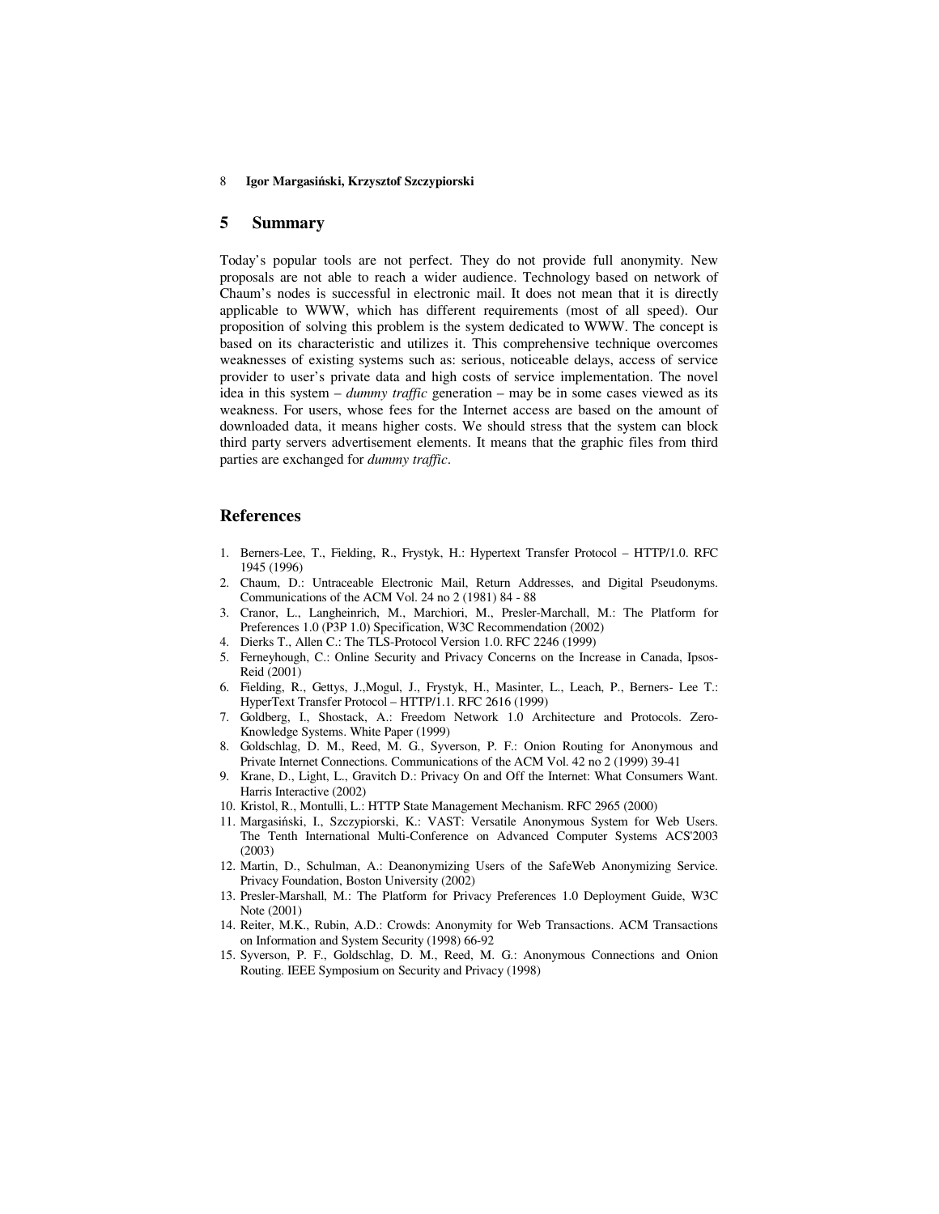## 5 Summary

Today's popular tools are not perfect. They do not provide full anonymity. New proposals are not able to reach a wider audience. Technology based on network of Chaum's nodes is successful in electronic mail. It does not mean that it is directly applicable to WWW, which has different requirements (most of all speed). Our proposition of solving this problem is the system dedicated to WWW. The concept is based on its characteristic and utilizes it. This comprehensive technique overcomes weaknesses of existing systems such as: serious, noticeable delays, access of service provider to user's private data and high costs of service implementation. The novel idea in this system – *dummy traffic* generation – may be in some cases viewed as its weakness. For users, whose fees for the Internet access are based on the amount of downloaded data, it means higher costs. We should stress that the system can block third party servers advertisement elements. It means that the graphic files from third parties are exchanged for *dummy traffic*.

## References

1. Berners-Lee, T., Fielding, R., Frystyk, H.: Hypertext Transfer Protocol – HTTP/1.0. RFC 1945 (1996)
2. Chaum, D.: Untraceable Electronic Mail, Return Addresses, and Digital Pseudonyms. Communications of the ACM Vol. 24 no 2 (1981) 84 - 88
3. Cranor, L., Langheinrich, M., Marchiori, M., Presler-Marchall, M.: The Platform for Preferences 1.0 (P3P 1.0) Specification, W3C Recommendation (2002)
4. Dierks T., Allen C.: The TLS-Protocol Version 1.0. RFC 2246 (1999)
5. Ferneyhough, C.: Online Security and Privacy Concerns on the Increase in Canada, Ipsos-Reid (2001)
6. Fielding, R., Gettys, J.,Mogul, J., Frystyk, H., Masinter, L., Leach, P., Berners- Lee T.: HyperText Transfer Protocol – HTTP/1.1. RFC 2616 (1999)
7. Goldberg, I., Shostack, A.: Freedom Network 1.0 Architecture and Protocols. Zero-Knowledge Systems. White Paper (1999)
8. Goldschlag, D. M., Reed, M. G., Syverson, P. F.: Onion Routing for Anonymous and Private Internet Connections. Communications of the ACM Vol. 42 no 2 (1999) 39-41
9. Krane, D., Light, L., Gravitch D.: Privacy On and Off the Internet: What Consumers Want. Harris Interactive (2002)
10. Kristol, R., Montulli, L.: HTTP State Management Mechanism. RFC 2965 (2000)
11. Margasiński, I., Szczypiorski, K.: VAST: Versatile Anonymous System for Web Users. The Tenth International Multi-Conference on Advanced Computer Systems ACS'2003 (2003)
12. Martin, D., Schulman, A.: Deanonymizing Users of the SafeWeb Anonymizing Service. Privacy Foundation, Boston University (2002)
13. Presler-Marshall, M.: The Platform for Privacy Preferences 1.0 Deployment Guide, W3C Note (2001)
14. Reiter, M.K., Rubin, A.D.: Crowds: Anonymity for Web Transactions. ACM Transactions on Information and System Security (1998) 66-92
15. Syverson, P. F., Goldschlag, D. M., Reed, M. G.: Anonymous Connections and Onion Routing. IEEE Symposium on Security and Privacy (1998)